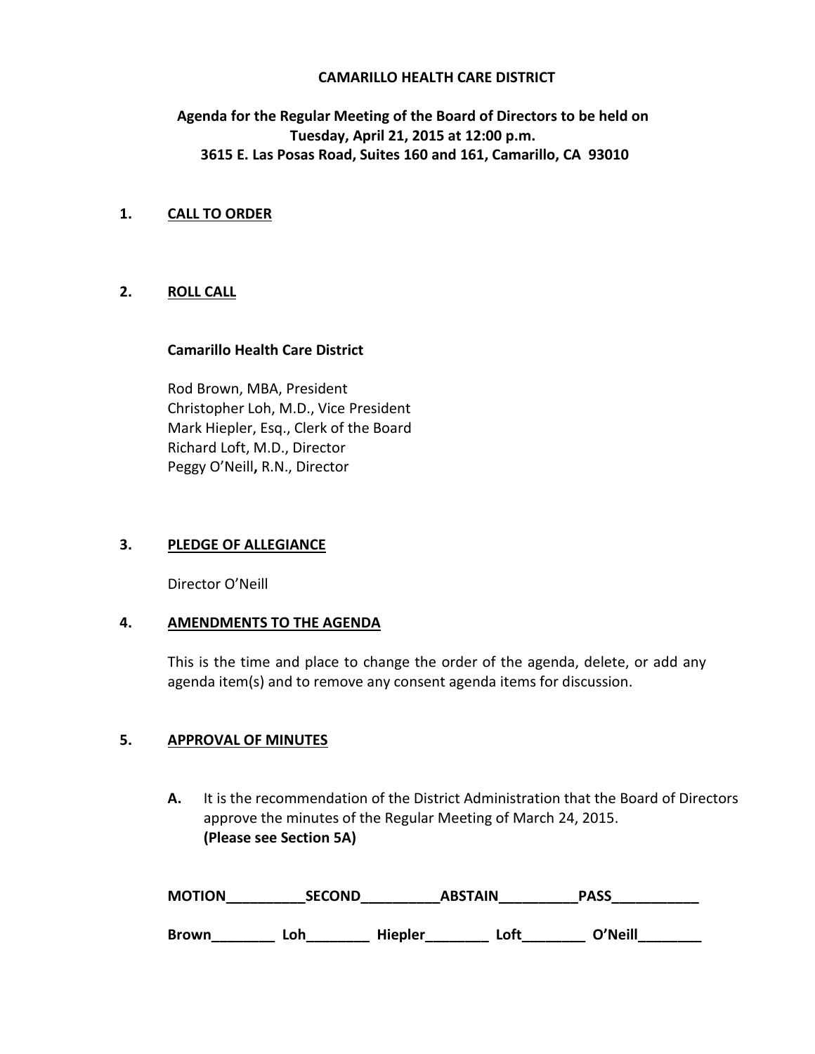# CAMARILLO HEALTH CARE DISTRICT

**Agenda for the Regular Meeting of the Board of Directors to be held on Tuesday, April 21, 2015 at 12:00 p.m.**
**3615 E. Las Posas Road, Suites 160 and 161, Camarillo, CA 93010**

## 1. CALL TO ORDER

## 2. ROLL CALL

**Camarillo Health Care District**

Rod Brown, MBA, President
Christopher Loh, M.D., Vice President
Mark Hiepler, Esq., Clerk of the Board
Richard Loft, M.D., Director
Peggy O'Neill**,** R.N., Director

## 3. PLEDGE OF ALLEGIANCE

Director O'Neill

## 4. AMENDMENTS TO THE AGENDA

This is the time and place to change the order of the agenda, delete, or add any agenda item(s) and to remove any consent agenda items for discussion.

## 5. APPROVAL OF MINUTES

**A.** It is the recommendation of the District Administration that the Board of Directors approve the minutes of the Regular Meeting of March 24, 2015.
**(Please see Section 5A)**

**MOTION__________SECOND__________ABSTAIN__________PASS___________**

**Brown________ Loh________ Hiepler________ Loft________ O'Neill________**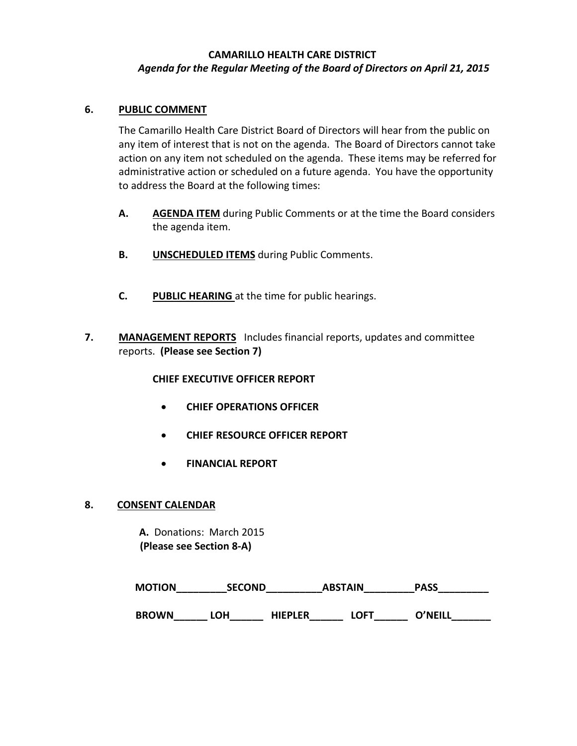**CAMARILLO HEALTH CARE DISTRICT**
***Agenda for the Regular Meeting of the Board of Directors on April 21, 2015***

**6. PUBLIC COMMENT**

The Camarillo Health Care District Board of Directors will hear from the public on any item of interest that is not on the agenda. The Board of Directors cannot take action on any item not scheduled on the agenda. These items may be referred for administrative action or scheduled on a future agenda. You have the opportunity to address the Board at the following times:

**A.** **AGENDA ITEM** during Public Comments or at the time the Board considers the agenda item.

**B.** **UNSCHEDULED ITEMS** during Public Comments.

**C.** **PUBLIC HEARING** at the time for public hearings.

**7. MANAGEMENT REPORTS** Includes financial reports, updates and committee reports. **(Please see Section 7)**

**CHIEF EXECUTIVE OFFICER REPORT**

- **CHIEF OPERATIONS OFFICER**
- **CHIEF RESOURCE OFFICER REPORT**
- **FINANCIAL REPORT**

**8. CONSENT CALENDAR**

**A.** Donations: March 2015
**(Please see Section 8-A)**

**MOTION**_________**SECOND**__________**ABSTAIN**_________**PASS**_________

**BROWN**______ **LOH**______ **HIEPLER**______ **LOFT**______ **O'NEILL**_______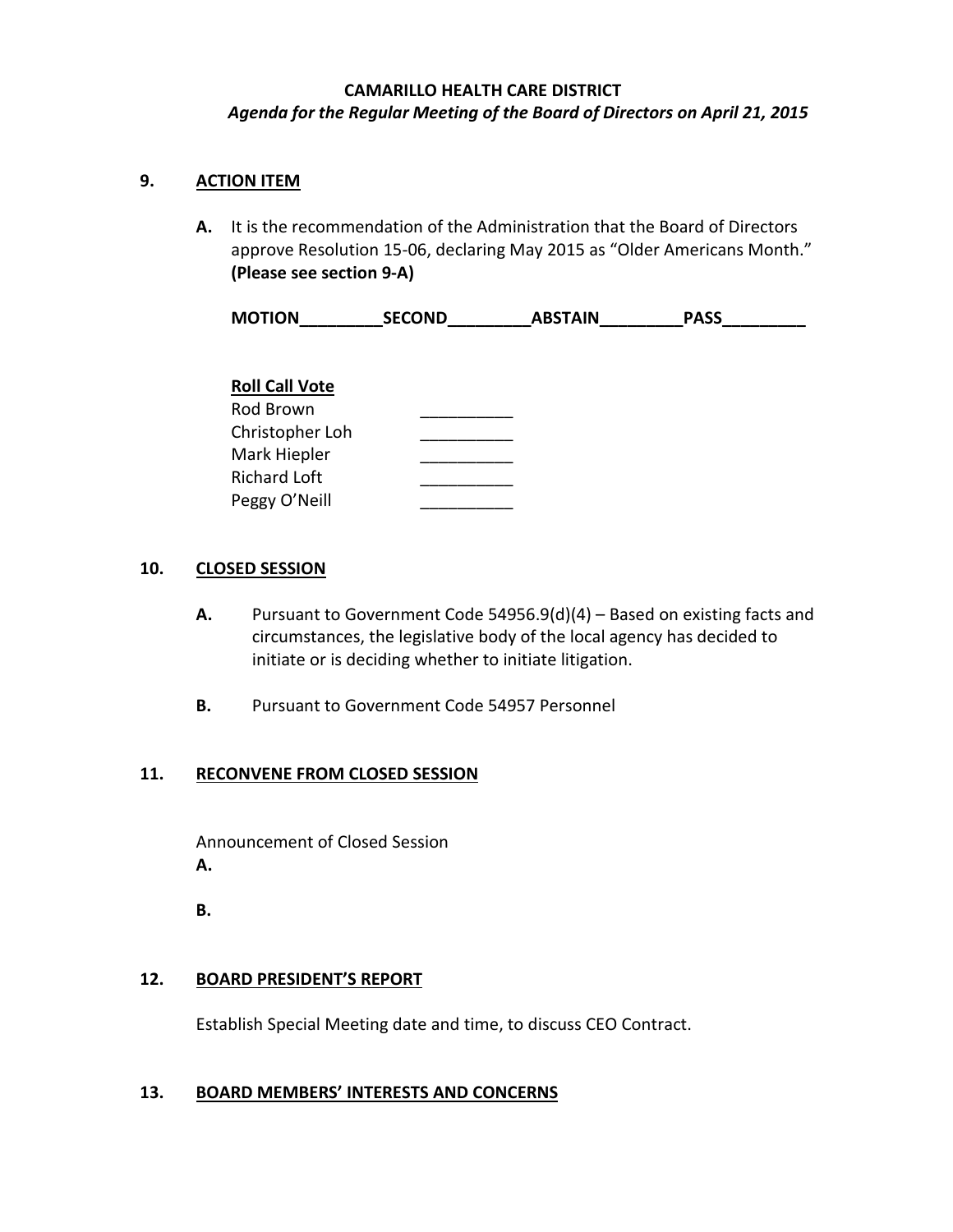**CAMARILLO HEALTH CARE DISTRICT**

***Agenda for the Regular Meeting of the Board of Directors on April 21, 2015***

## 9. ACTION ITEM

**A.** It is the recommendation of the Administration that the Board of Directors approve Resolution 15-06, declaring May 2015 as "Older Americans Month." **(Please see section 9-A)**

**MOTION_________SECOND_________ABSTAIN_________PASS_________**

**Roll Call Vote**

| | |
|---|---|
| Rod Brown | __________ |
| Christopher Loh | __________ |
| Mark Hiepler | __________ |
| Richard Loft | __________ |
| Peggy O'Neill | __________ |

## 10. CLOSED SESSION

**A.** Pursuant to Government Code 54956.9(d)(4) – Based on existing facts and circumstances, the legislative body of the local agency has decided to initiate or is deciding whether to initiate litigation.

**B.** Pursuant to Government Code 54957 Personnel

## 11. RECONVENE FROM CLOSED SESSION

Announcement of Closed Session

**A.**

**B.**

## 12. BOARD PRESIDENT'S REPORT

Establish Special Meeting date and time, to discuss CEO Contract.

## 13. BOARD MEMBERS' INTERESTS AND CONCERNS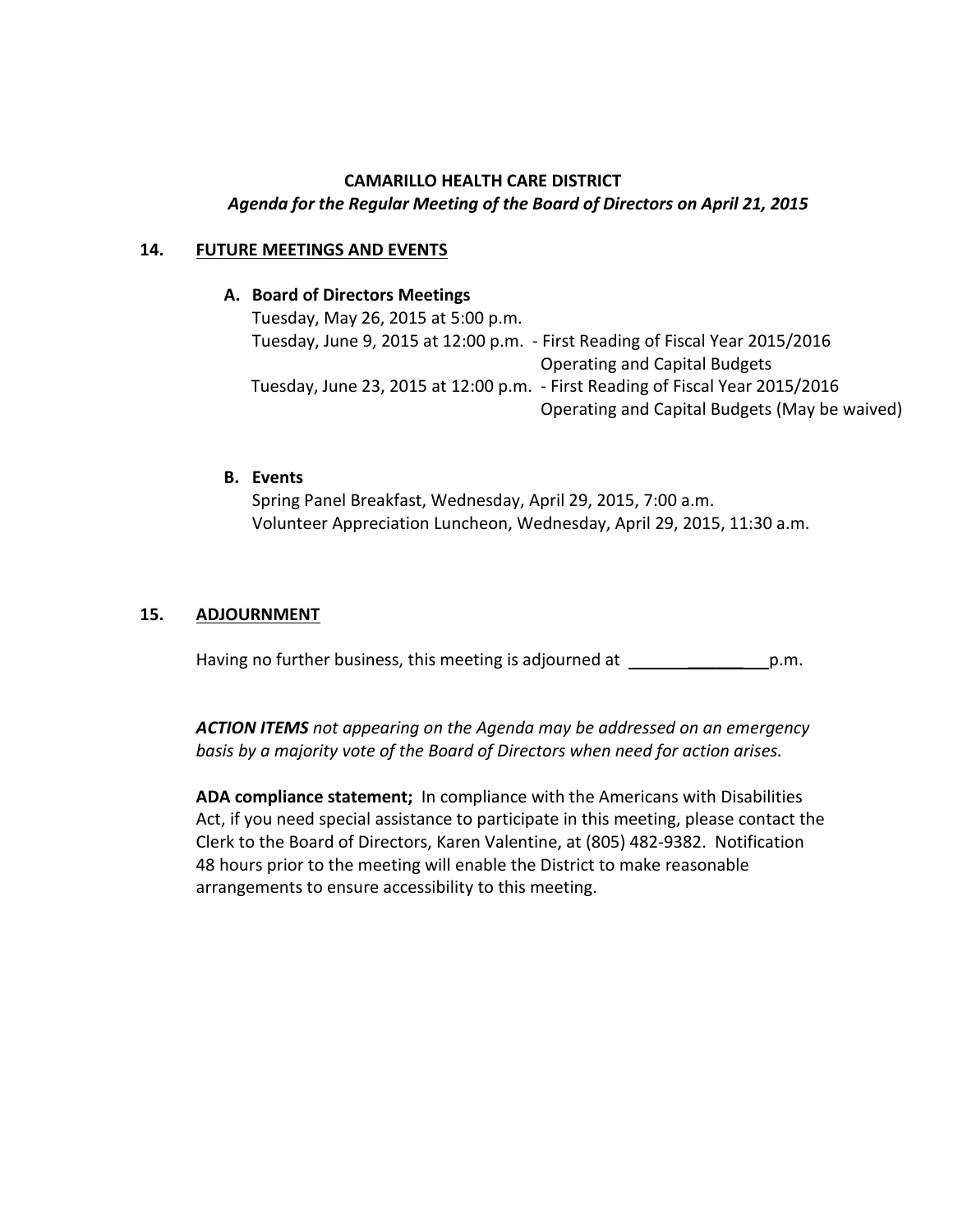**CAMARILLO HEALTH CARE DISTRICT**

***Agenda for the Regular Meeting of the Board of Directors on April 21, 2015***

## 14. FUTURE MEETINGS AND EVENTS

### A. Board of Directors Meetings

Tuesday, May 26, 2015 at 5:00 p.m.
Tuesday, June 9, 2015 at 12:00 p.m. - First Reading of Fiscal Year 2015/2016 Operating and Capital Budgets
Tuesday, June 23, 2015 at 12:00 p.m. - First Reading of Fiscal Year 2015/2016 Operating and Capital Budgets (May be waived)

### B. Events

Spring Panel Breakfast, Wednesday, April 29, 2015, 7:00 a.m.
Volunteer Appreciation Luncheon, Wednesday, April 29, 2015, 11:30 a.m.

## 15. ADJOURNMENT

Having no further business, this meeting is adjourned at ______________ p.m.

***ACTION ITEMS*** *not appearing on the Agenda may be addressed on an emergency basis by a majority vote of the Board of Directors when need for action arises.*

**ADA compliance statement;** In compliance with the Americans with Disabilities Act, if you need special assistance to participate in this meeting, please contact the Clerk to the Board of Directors, Karen Valentine, at (805) 482-9382. Notification 48 hours prior to the meeting will enable the District to make reasonable arrangements to ensure accessibility to this meeting.